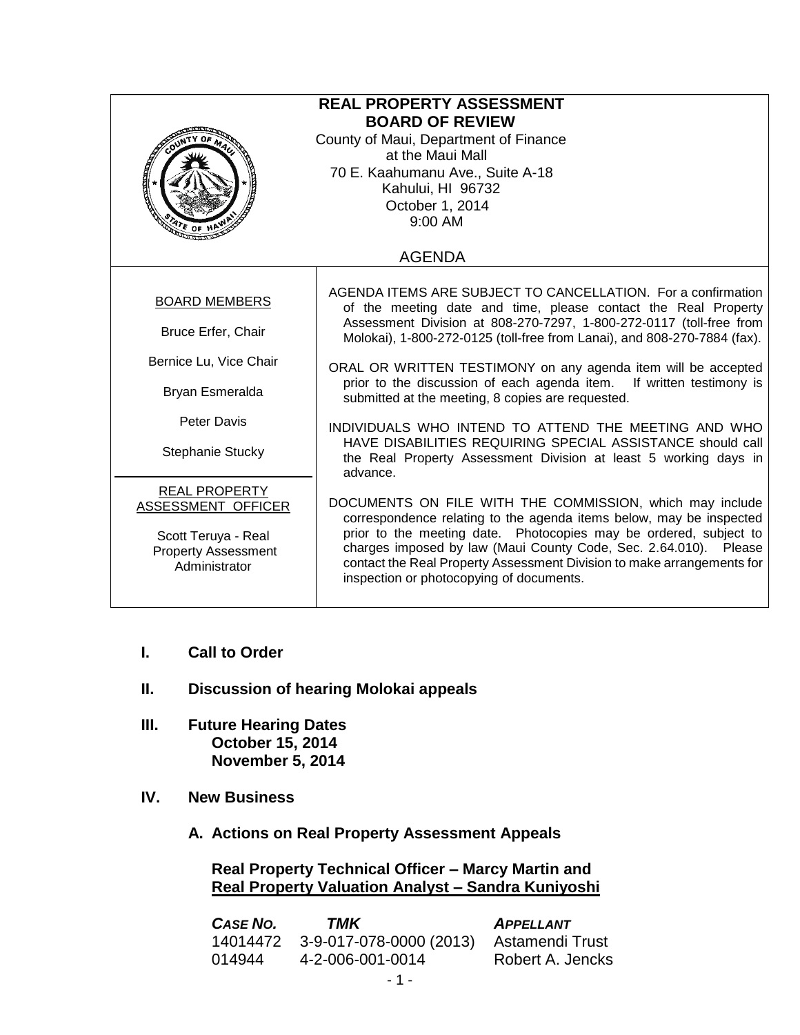# REAL PROPERTY ASSESSMENT BOARD OF REVIEW

County of Maui, Department of Finance
at the Maui Mall
70 E. Kaahumanu Ave., Suite A-18
Kahului, HI 96732
October 1, 2014
9:00 AM

## AGENDA

**BOARD MEMBERS**

Bruce Erfer, Chair

Bernice Lu, Vice Chair

Bryan Esmeralda

Peter Davis

Stephanie Stucky

**REAL PROPERTY ASSESSMENT OFFICER**

Scott Teruya - Real Property Assessment Administrator

AGENDA ITEMS ARE SUBJECT TO CANCELLATION. For a confirmation of the meeting date and time, please contact the Real Property Assessment Division at 808-270-7297, 1-800-272-0117 (toll-free from Molokai), 1-800-272-0125 (toll-free from Lanai), and 808-270-7884 (fax).

ORAL OR WRITTEN TESTIMONY on any agenda item will be accepted prior to the discussion of each agenda item. If written testimony is submitted at the meeting, 8 copies are requested.

INDIVIDUALS WHO INTEND TO ATTEND THE MEETING AND WHO HAVE DISABILITIES REQUIRING SPECIAL ASSISTANCE should call the Real Property Assessment Division at least 5 working days in advance.

DOCUMENTS ON FILE WITH THE COMMISSION, which may include correspondence relating to the agenda items below, may be inspected prior to the meeting date. Photocopies may be ordered, subject to charges imposed by law (Maui County Code, Sec. 2.64.010). Please contact the Real Property Assessment Division to make arrangements for inspection or photocopying of documents.

**I. Call to Order**

**II. Discussion of hearing Molokai appeals**

**III. Future Hearing Dates**
**October 15, 2014**
**November 5, 2014**

**IV. New Business**

**A. Actions on Real Property Assessment Appeals**

**Real Property Technical Officer – Marcy Martin and**
**Real Property Valuation Analyst – Sandra Kuniyoshi**

| *CASE NO.* | *TMK* | *APPELLANT* |
|---|---|---|
| 14014472 | 3-9-017-078-0000 (2013) | Astamendi Trust |
| 014944 | 4-2-006-001-0014 | Robert A. Jencks |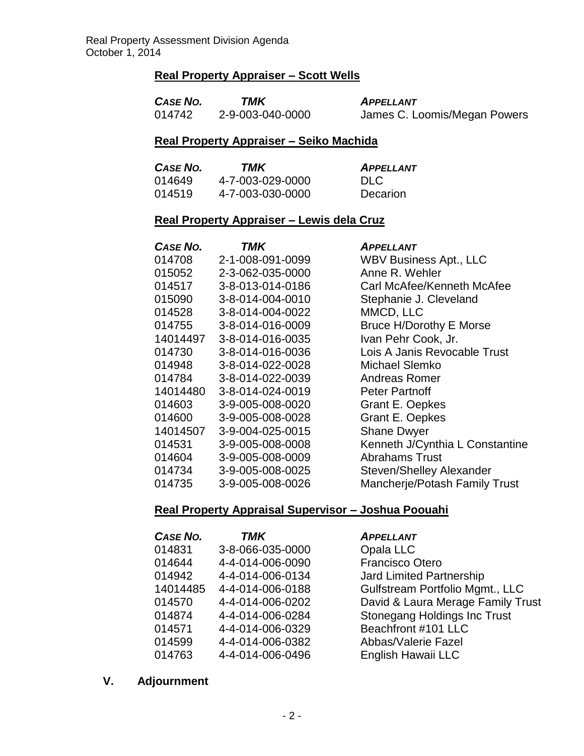**Real Property Appraiser – Scott Wells**

| *CASE NO.* | *TMK* | *APPELLANT* |
|---|---|---|
| 014742 | 2-9-003-040-0000 | James C. Loomis/Megan Powers |

**Real Property Appraiser – Seiko Machida**

| *CASE NO.* | *TMK* | *APPELLANT* |
|---|---|---|
| 014649 | 4-7-003-029-0000 | DLC |
| 014519 | 4-7-003-030-0000 | Decarion |

**Real Property Appraiser – Lewis dela Cruz**

| *CASE NO.* | *TMK* | *APPELLANT* |
|---|---|---|
| 014708 | 2-1-008-091-0099 | WBV Business Apt., LLC |
| 015052 | 2-3-062-035-0000 | Anne R. Wehler |
| 014517 | 3-8-013-014-0186 | Carl McAfee/Kenneth McAfee |
| 015090 | 3-8-014-004-0010 | Stephanie J. Cleveland |
| 014528 | 3-8-014-004-0022 | MMCD, LLC |
| 014755 | 3-8-014-016-0009 | Bruce H/Dorothy E Morse |
| 14014497 | 3-8-014-016-0035 | Ivan Pehr Cook, Jr. |
| 014730 | 3-8-014-016-0036 | Lois A Janis Revocable Trust |
| 014948 | 3-8-014-022-0028 | Michael Slemko |
| 014784 | 3-8-014-022-0039 | Andreas Romer |
| 14014480 | 3-8-014-024-0019 | Peter Partnoff |
| 014603 | 3-9-005-008-0020 | Grant E. Oepkes |
| 014600 | 3-9-005-008-0028 | Grant E. Oepkes |
| 14014507 | 3-9-004-025-0015 | Shane Dwyer |
| 014531 | 3-9-005-008-0008 | Kenneth J/Cynthia L Constantine |
| 014604 | 3-9-005-008-0009 | Abrahams Trust |
| 014734 | 3-9-005-008-0025 | Steven/Shelley Alexander |
| 014735 | 3-9-005-008-0026 | Mancherje/Potash Family Trust |

**Real Property Appraisal Supervisor – Joshua Poouahi**

| *CASE NO.* | *TMK* | *APPELLANT* |
|---|---|---|
| 014831 | 3-8-066-035-0000 | Opala LLC |
| 014644 | 4-4-014-006-0090 | Francisco Otero |
| 014942 | 4-4-014-006-0134 | Jard Limited Partnership |
| 14014485 | 4-4-014-006-0188 | Gulfstream Portfolio Mgmt., LLC |
| 014570 | 4-4-014-006-0202 | David & Laura Merage Family Trust |
| 014874 | 4-4-014-006-0284 | Stonegang Holdings Inc Trust |
| 014571 | 4-4-014-006-0329 | Beachfront #101 LLC |
| 014599 | 4-4-014-006-0382 | Abbas/Valerie Fazel |
| 014763 | 4-4-014-006-0496 | English Hawaii LLC |

## V. Adjournment